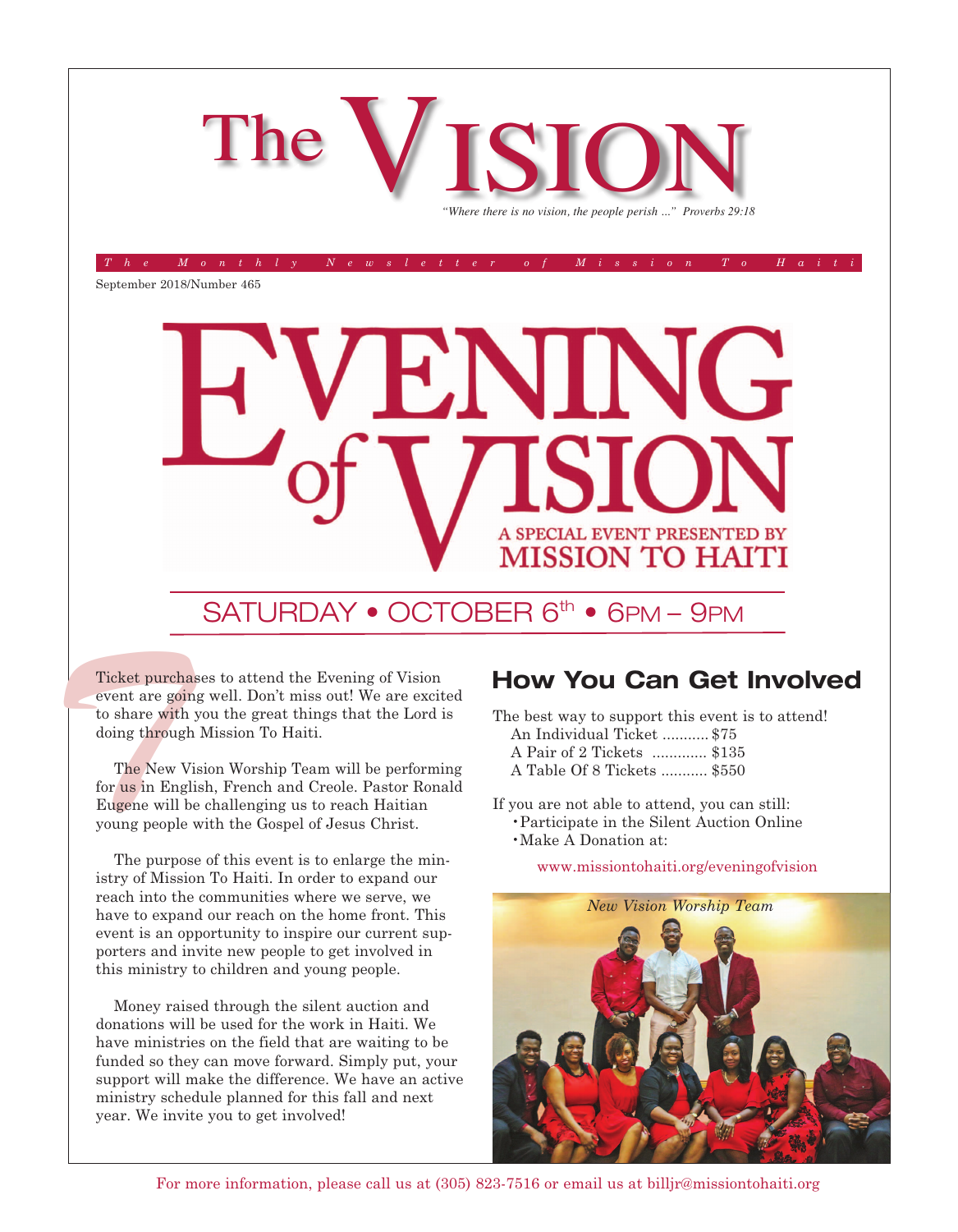# The VISION

*"Where there is no vision, the people perish ..." Proverbs 29:18*

*The Monthly Newsletter of Mission To Haiti*

September 2018/Number 465

# EVENING of VISION

A SPECIAL EVENT PRESENTED BY
MISSION TO HAITI

## SATURDAY • OCTOBER 6th • 6PM – 9PM

Ticket purchases to attend the Evening of Vision event are going well. Don't miss out! We are excited to share with you the great things that the Lord is doing through Mission To Haiti.

The New Vision Worship Team will be performing for us in English, French and Creole. Pastor Ronald Eugene will be challenging us to reach Haitian young people with the Gospel of Jesus Christ.

The purpose of this event is to enlarge the ministry of Mission To Haiti. In order to expand our reach into the communities where we serve, we have to expand our reach on the home front. This event is an opportunity to inspire our current supporters and invite new people to get involved in this ministry to children and young people.

Money raised through the silent auction and donations will be used for the work in Haiti. We have ministries on the field that are waiting to be funded so they can move forward. Simply put, your support will make the difference. We have an active ministry schedule planned for this fall and next year. We invite you to get involved!

## How You Can Get Involved

The best way to support this event is to attend!

An Individual Ticket ........... $75
A Pair of 2 Tickets ............. $135
A Table Of 8 Tickets ........... $550

If you are not able to attend, you can still:

- Participate in the Silent Auction Online
- Make A Donation at:

www.missiontohaiti.org/eveningofvision

*New Vision Worship Team*

For more information, please call us at (305) 823-7516 or email us at billjr@missiontohaiti.org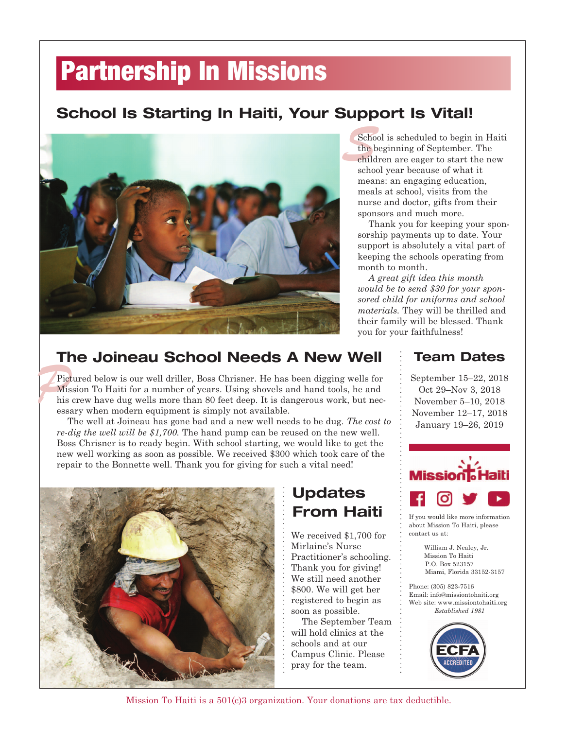# Partnership In Missions

## School Is Starting In Haiti, Your Support Is Vital!

School is scheduled to begin in Haiti the beginning of September. The children are eager to start the new school year because of what it means: an engaging education, meals at school, visits from the nurse and doctor, gifts from their sponsors and much more.

Thank you for keeping your sponsorship payments up to date. Your support is absolutely a vital part of keeping the schools operating from month to month.

*A great gift idea this month would be to send $30 for your sponsored child for uniforms and school materials.* They will be thrilled and their family will be blessed. Thank you for your faithfulness!

## The Joineau School Needs A New Well

Pictured below is our well driller, Boss Chrisner. He has been digging wells for Mission To Haiti for a number of years. Using shovels and hand tools, he and his crew have dug wells more than 80 feet deep. It is dangerous work, but necessary when modern equipment is simply not available.

The well at Joineau has gone bad and a new well needs to be dug. *The cost to re-dig the well will be $1,700.* The hand pump can be reused on the new well. Boss Chrisner is to ready begin. With school starting, we would like to get the new well working as soon as possible. We received $300 which took care of the repair to the Bonnette well. Thank you for giving for such a vital need!

## Updates From Haiti

We received $1,700 for Mirlaine's Nurse Practitioner's schooling. Thank you for giving! We still need another $800. We will get her registered to begin as soon as possible.

The September Team will hold clinics at the schools and at our Campus Clinic. Please pray for the team.

## Team Dates

September 15–22, 2018
Oct 29–Nov 3, 2018
November 5–10, 2018
November 12–17, 2018
January 19–26, 2019

Mission To Haiti

If you would like more information about Mission To Haiti, please contact us at:

William J. Nealey, Jr.
Mission To Haiti
P.O. Box 523157
Miami, Florida 33152-3157

Phone: (305) 823-7516
Email: info@missiontohaiti.org
Web site: www.missiontohaiti.org
*Established 1981*

ECFA ACCREDITED

Mission To Haiti is a 501(c)3 organization. Your donations are tax deductible.